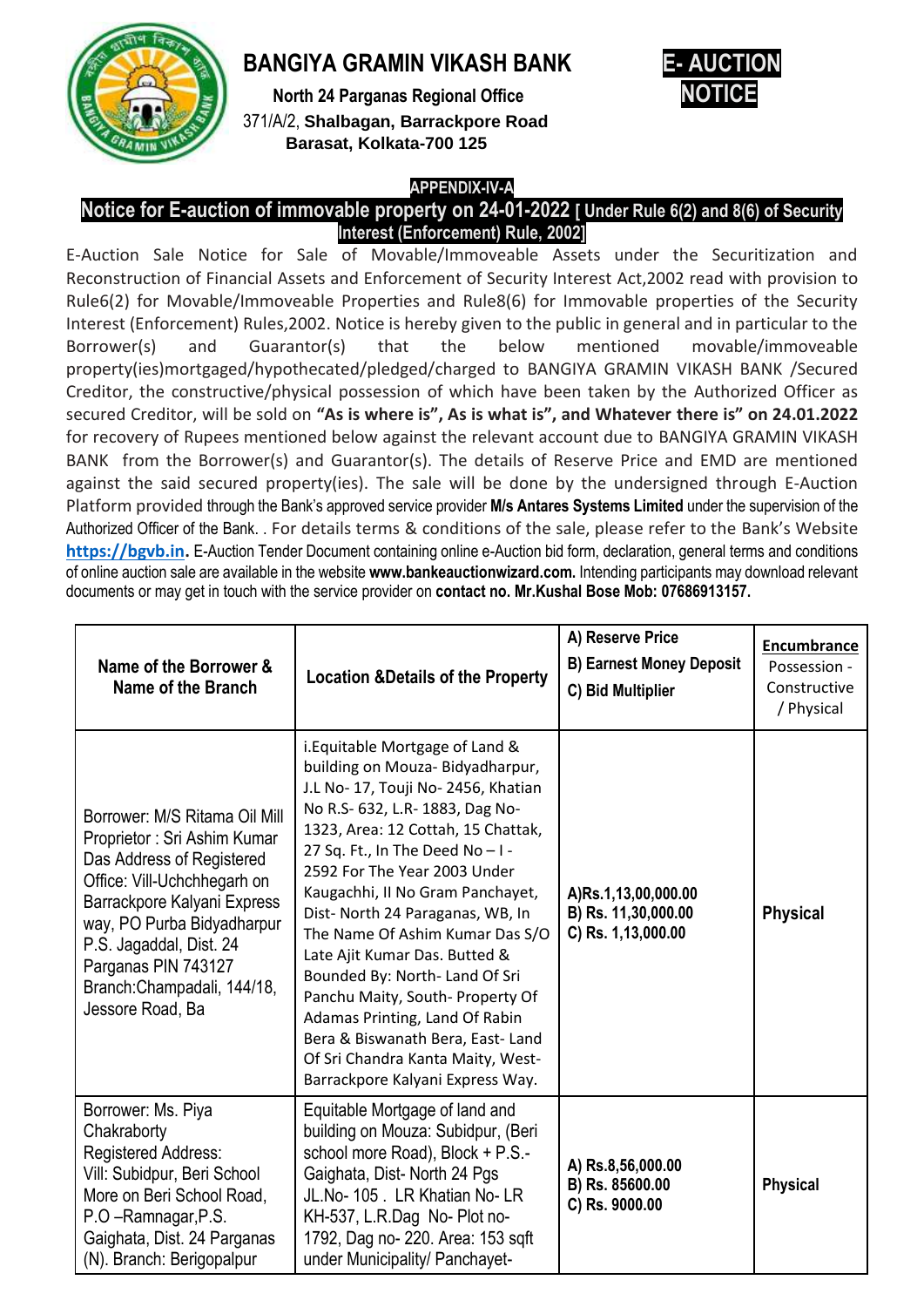# BANGIYA GRAMIN VIKASH BANK

**North 24 Parganas Regional Office**
371/A/2, **Shalbagan, Barrackpore Road**
**Barasat, Kolkata-700 125**

**E- AUCTION NOTICE**

**APPENDIX-IV-A**

## Notice for E-auction of immovable property on 24-01-2022 [ Under Rule 6(2) and 8(6) of Security Interest (Enforcement) Rule, 2002]

E-Auction Sale Notice for Sale of Movable/Immoveable Assets under the Securitization and Reconstruction of Financial Assets and Enforcement of Security Interest Act,2002 read with provision to Rule6(2) for Movable/Immoveable Properties and Rule8(6) for Immovable properties of the Security Interest (Enforcement) Rules,2002. Notice is hereby given to the public in general and in particular to the Borrower(s) and Guarantor(s) that the below mentioned movable/immoveable property(ies)mortgaged/hypothecated/pledged/charged to BANGIYA GRAMIN VIKASH BANK /Secured Creditor, the constructive/physical possession of which have been taken by the Authorized Officer as secured Creditor, will be sold on **"As is where is", As is what is", and Whatever there is" on 24.01.2022** for recovery of Rupees mentioned below against the relevant account due to BANGIYA GRAMIN VIKASH BANK from the Borrower(s) and Guarantor(s). The details of Reserve Price and EMD are mentioned against the said secured property(ies). The sale will be done by the undersigned through E-Auction Platform provided through the Bank's approved service provider **M/s Antares Systems Limited** under the supervision of the Authorized Officer of the Bank. . For details terms & conditions of the sale, please refer to the Bank's Website **https://bgvb.in.** E-Auction Tender Document containing online e-Auction bid form, declaration, general terms and conditions of online auction sale are available in the website **www.bankeauctionwizard.com.** Intending participants may download relevant documents or may get in touch with the service provider on **contact no. Mr.Kushal Bose Mob: 07686913157.**

| Name of the Borrower & Name of the Branch | Location &Details of the Property | A) Reserve Price B) Earnest Money Deposit C) Bid Multiplier | **Encumbrance** Possession - Constructive / Physical |
|---|---|---|---|
| Borrower: M/S Ritama Oil Mill Proprietor : Sri Ashim Kumar Das Address of Registered Office: Vill-Uchchhegarh on Barrackpore Kalyani Express way, PO Purba Bidyadharpur P.S. Jagaddal, Dist. 24 Parganas PIN 743127 Branch:Champadali, 144/18, Jessore Road, Ba | i.Equitable Mortgage of Land & building on Mouza- Bidyadharpur, J.L No- 17, Touji No- 2456, Khatian No R.S- 632, L.R- 1883, Dag No- 1323, Area: 12 Cottah, 15 Chattak, 27 Sq. Ft., In The Deed No – I - 2592 For The Year 2003 Under Kaugachhi, II No Gram Panchayet, Dist- North 24 Paraganas, WB, In The Name Of Ashim Kumar Das S/O Late Ajit Kumar Das. Butted & Bounded By: North- Land Of Sri Panchu Maity, South- Property Of Adamas Printing, Land Of Rabin Bera & Biswanath Bera, East- Land Of Sri Chandra Kanta Maity, West- Barrackpore Kalyani Express Way. | A)Rs.1,13,00,000.00 B) Rs. 11,30,000.00 C) Rs. 1,13,000.00 | **Physical** |
| Borrower: Ms. Piya Chakraborty Registered Address: Vill: Subidpur, Beri School More on Beri School Road, P.O –Ramnagar,P.S. Gaighata, Dist. 24 Parganas (N). Branch: Berigopalpur | Equitable Mortgage of land and building on Mouza: Subidpur, (Beri school more Road), Block + P.S.- Gaighata, Dist- North 24 Pgs JL.No- 105 . LR Khatian No- LR KH-537, L.R.Dag No- Plot no- 1792, Dag no- 220. Area: 153 sqft under Municipality/ Panchayet- | A) Rs.8,56,000.00 B) Rs. 85600.00 C) Rs. 9000.00 | **Physical** |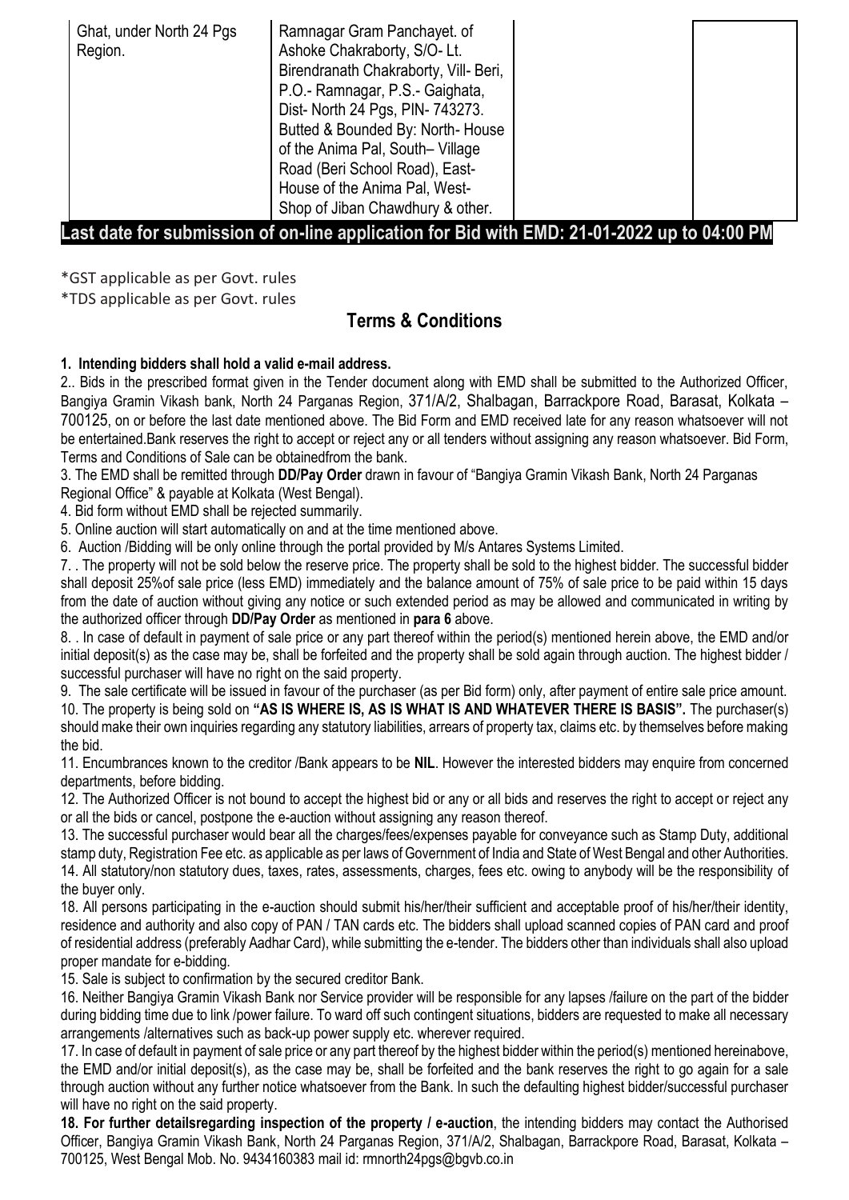| | | | |
|---|---|---|---|
| Ghat, under North 24 Pgs Region. | Ramnagar Gram Panchayet. of Ashoke Chakraborty, S/O- Lt. Birendranath Chakraborty, Vill- Beri, P.O.- Ramnagar, P.S.- Gaighata, Dist- North 24 Pgs, PIN- 743273. Butted & Bounded By: North- House of the Anima Pal, South– Village Road (Beri School Road), East- House of the Anima Pal, West- Shop of Jiban Chawdhury & other. | | |

**Last date for submission of on-line application for Bid with EMD: 21-01-2022 up to 04:00 PM**

*GST applicable as per Govt. rules

*TDS applicable as per Govt. rules

## Terms & Conditions

**1. Intending bidders shall hold a valid e-mail address.**

2.. Bids in the prescribed format given in the Tender document along with EMD shall be submitted to the Authorized Officer, Bangiya Gramin Vikash bank, North 24 Parganas Region, 371/A/2, Shalbagan, Barrackpore Road, Barasat, Kolkata – 700125, on or before the last date mentioned above. The Bid Form and EMD received late for any reason whatsoever will not be entertained.Bank reserves the right to accept or reject any or all tenders without assigning any reason whatsoever. Bid Form, Terms and Conditions of Sale can be obtainedfrom the bank.

3. The EMD shall be remitted through **DD/Pay Order** drawn in favour of "Bangiya Gramin Vikash Bank, North 24 Parganas Regional Office" & payable at Kolkata (West Bengal).

4. Bid form without EMD shall be rejected summarily.

5. Online auction will start automatically on and at the time mentioned above.

6. Auction /Bidding will be only online through the portal provided by M/s Antares Systems Limited.

7. . The property will not be sold below the reserve price. The property shall be sold to the highest bidder. The successful bidder shall deposit 25%of sale price (less EMD) immediately and the balance amount of 75% of sale price to be paid within 15 days from the date of auction without giving any notice or such extended period as may be allowed and communicated in writing by the authorized officer through **DD/Pay Order** as mentioned in **para 6** above.

8. . In case of default in payment of sale price or any part thereof within the period(s) mentioned herein above, the EMD and/or initial deposit(s) as the case may be, shall be forfeited and the property shall be sold again through auction. The highest bidder / successful purchaser will have no right on the said property.

9. The sale certificate will be issued in favour of the purchaser (as per Bid form) only, after payment of entire sale price amount.

10. The property is being sold on **"AS IS WHERE IS, AS IS WHAT IS AND WHATEVER THERE IS BASIS".** The purchaser(s) should make their own inquiries regarding any statutory liabilities, arrears of property tax, claims etc. by themselves before making the bid.

11. Encumbrances known to the creditor /Bank appears to be **NIL**. However the interested bidders may enquire from concerned departments, before bidding.

12. The Authorized Officer is not bound to accept the highest bid or any or all bids and reserves the right to accept or reject any or all the bids or cancel, postpone the e-auction without assigning any reason thereof.

13. The successful purchaser would bear all the charges/fees/expenses payable for conveyance such as Stamp Duty, additional stamp duty, Registration Fee etc. as applicable as per laws of Government of India and State of West Bengal and other Authorities.

14. All statutory/non statutory dues, taxes, rates, assessments, charges, fees etc. owing to anybody will be the responsibility of the buyer only.

18. All persons participating in the e-auction should submit his/her/their sufficient and acceptable proof of his/her/their identity, residence and authority and also copy of PAN / TAN cards etc. The bidders shall upload scanned copies of PAN card and proof of residential address (preferably Aadhar Card), while submitting the e-tender. The bidders other than individuals shall also upload proper mandate for e-bidding.

15. Sale is subject to confirmation by the secured creditor Bank.

16. Neither Bangiya Gramin Vikash Bank nor Service provider will be responsible for any lapses /failure on the part of the bidder during bidding time due to link /power failure. To ward off such contingent situations, bidders are requested to make all necessary arrangements /alternatives such as back-up power supply etc. wherever required.

17. In case of default in payment of sale price or any part thereof by the highest bidder within the period(s) mentioned hereinabove, the EMD and/or initial deposit(s), as the case may be, shall be forfeited and the bank reserves the right to go again for a sale through auction without any further notice whatsoever from the Bank. In such the defaulting highest bidder/successful purchaser will have no right on the said property.

**18. For further detailsregarding inspection of the property / e-auction**, the intending bidders may contact the Authorised Officer, Bangiya Gramin Vikash Bank, North 24 Parganas Region, 371/A/2, Shalbagan, Barrackpore Road, Barasat, Kolkata – 700125, West Bengal Mob. No. 9434160383 mail id: rmnorth24pgs@bgvb.co.in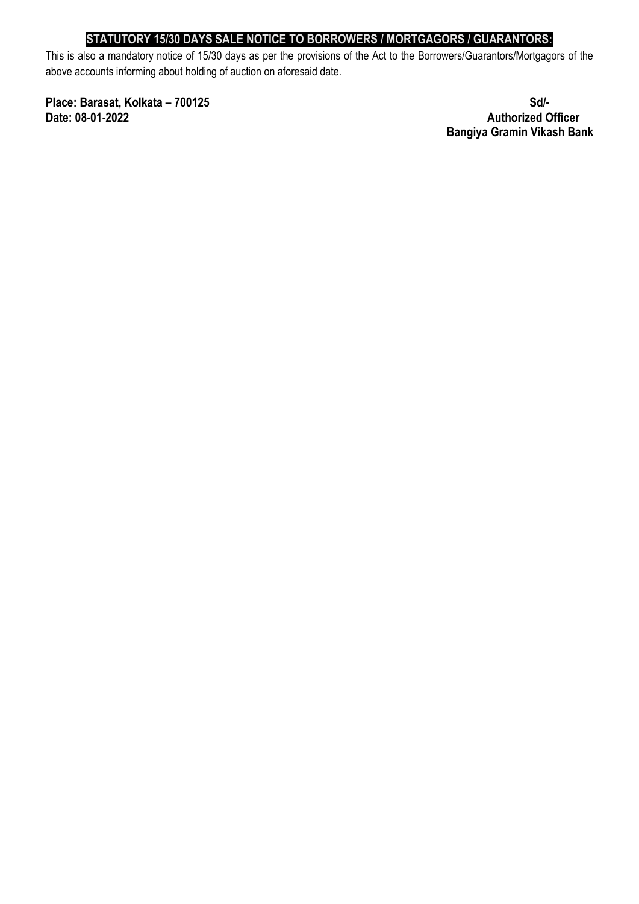## STATUTORY 15/30 DAYS SALE NOTICE TO BORROWERS / MORTGAGORS / GUARANTORS:

This is also a mandatory notice of 15/30 days as per the provisions of the Act to the Borrowers/Guarantors/Mortgagors of the above accounts informing about holding of auction on aforesaid date.

**Place: Barasat, Kolkata – 700125**
**Date: 08-01-2022**

**Sd/-**
**Authorized Officer**
**Bangiya Gramin Vikash Bank**